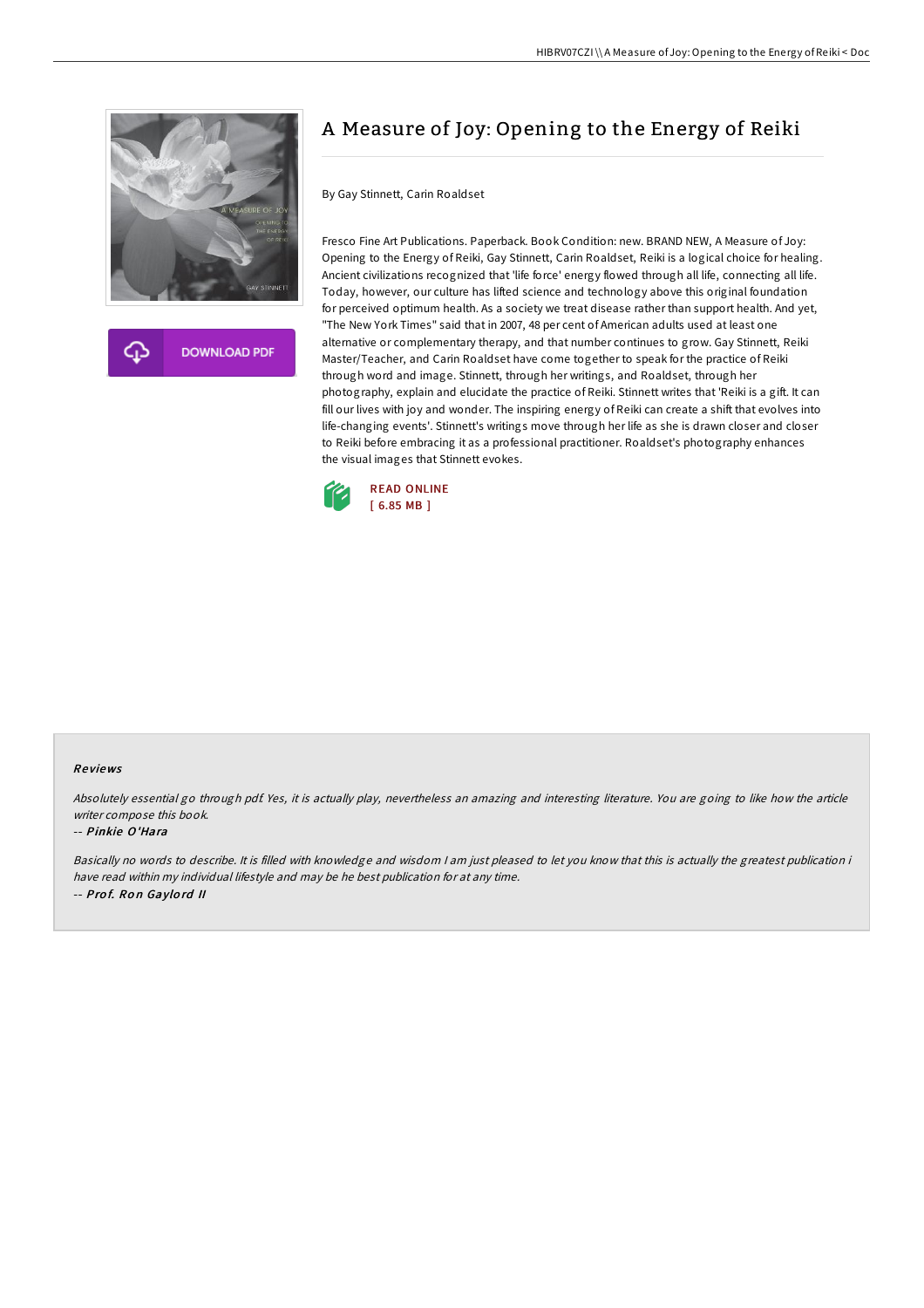# A Measure of Joy: Opening to the Energy of Reiki

By Gay Stinnett, Carin Roaldset

Fresco Fine Art Publications. Paperback. Book Condition: new. BRAND NEW, A Measure of Joy: Opening to the Energy of Reiki, Gay Stinnett, Carin Roaldset, Reiki is a logical choice for healing. Ancient civilizations recognized that 'life force' energy flowed through all life, connecting all life. Today, however, our culture has lifted science and technology above this original foundation for perceived optimum health. As a society we treat disease rather than support health. And yet, "The New York Times" said that in 2007, 48 per cent of American adults used at least one alternative or complementary therapy, and that number continues to grow. Gay Stinnett, Reiki Master/Teacher, and Carin Roaldset have come together to speak for the practice of Reiki through word and image. Stinnett, through her writings, and Roaldset, through her photography, explain and elucidate the practice of Reiki. Stinnett writes that 'Reiki is a gift. It can fill our lives with joy and wonder. The inspiring energy of Reiki can create a shift that evolves into life-changing events'. Stinnett's writings move through her life as she is drawn closer and closer to Reiki before embracing it as a professional practitioner. Roaldset's photography enhances the visual images that Stinnett evokes.

DOWNLOAD PDF

READ ONLINE
[ 6.85 MB ]

### Reviews

*Absolutely essential go through pdf. Yes, it is actually play, nevertheless an amazing and interesting literature. You are going to like how the article writer compose this book.*

-- ***Pinkie O'Hara***

*Basically no words to describe. It is filled with knowledge and wisdom I am just pleased to let you know that this is actually the greatest publication i have read within my individual lifestyle and may be he best publication for at any time.*

-- ***Prof. Ron Gaylord II***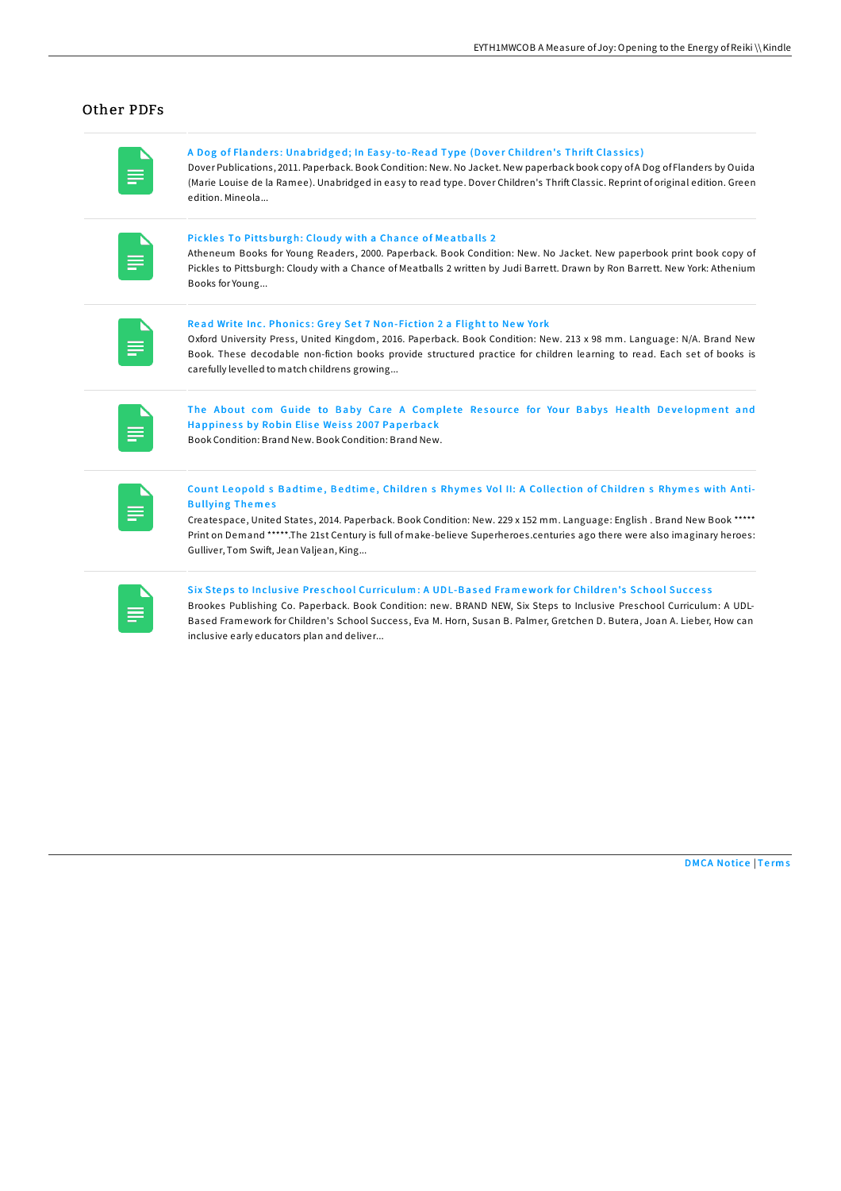## Other PDFs

### A Dog of Flanders: Unabridged; In Easy-to-Read Type (Dover Children's Thrift Classics)

Dover Publications, 2011. Paperback. Book Condition: New. No Jacket. New paperback book copy of A Dog of Flanders by Ouida (Marie Louise de la Ramee). Unabridged in easy to read type. Dover Children's Thrift Classic. Reprint of original edition. Green edition. Mineola...

### Pickles To Pittsburgh: Cloudy with a Chance of Meatballs 2

Atheneum Books for Young Readers, 2000. Paperback. Book Condition: New. No Jacket. New paperbook print book copy of Pickles to Pittsburgh: Cloudy with a Chance of Meatballs 2 written by Judi Barrett. Drawn by Ron Barrett. New York: Athenium Books for Young...

### Read Write Inc. Phonics: Grey Set 7 Non-Fiction 2 a Flight to New York

Oxford University Press, United Kingdom, 2016. Paperback. Book Condition: New. 213 x 98 mm. Language: N/A. Brand New Book. These decodable non-fiction books provide structured practice for children learning to read. Each set of books is carefully levelled to match childrens growing...

### The About com Guide to Baby Care A Complete Resource for Your Babys Health Development and Happiness by Robin Elise Weiss 2007 Paperback

Book Condition: Brand New. Book Condition: Brand New.

### Count Leopold s Badtime, Bedtime, Children s Rhymes Vol II: A Collection of Children s Rhymes with Anti-Bullying Themes

Createspace, United States, 2014. Paperback. Book Condition: New. 229 x 152 mm. Language: English . Brand New Book ***** Print on Demand *****.The 21st Century is full of make-believe Superheroes.centuries ago there were also imaginary heroes: Gulliver, Tom Swift, Jean Valjean, King...

### Six Steps to Inclusive Preschool Curriculum: A UDL-Based Framework for Children's School Success

Brookes Publishing Co. Paperback. Book Condition: new. BRAND NEW, Six Steps to Inclusive Preschool Curriculum: A UDL-Based Framework for Children's School Success, Eva M. Horn, Susan B. Palmer, Gretchen D. Butera, Joan A. Lieber, How can inclusive early educators plan and deliver...

DMCA Notice | Terms